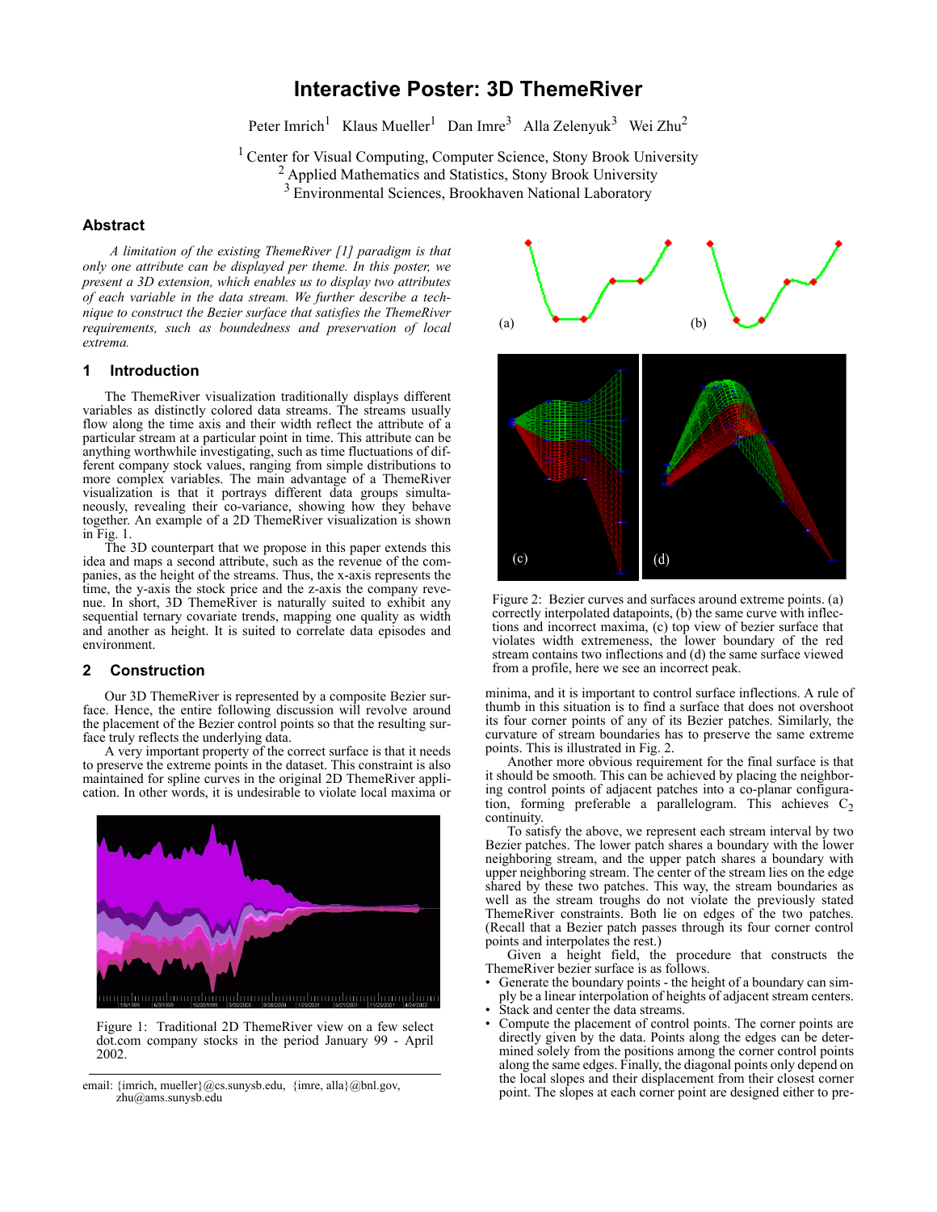# Interactive Poster: 3D ThemeRiver

Peter Imrich[1] Klaus Mueller[1] Dan Imre[3] Alla Zelenyuk[3] Wei Zhu[2]

[1] Center for Visual Computing, Computer Science, Stony Brook University
[2] Applied Mathematics and Statistics, Stony Brook University
[3] Environmental Sciences, Brookhaven National Laboratory

## Abstract

*A limitation of the existing ThemeRiver [1] paradigm is that only one attribute can be displayed per theme. In this poster, we present a 3D extension, which enables us to display two attributes of each variable in the data stream. We further describe a technique to construct the Bezier surface that satisfies the ThemeRiver requirements, such as boundedness and preservation of local extrema.*

## 1 Introduction

The ThemeRiver visualization traditionally displays different variables as distinctly colored data streams. The streams usually flow along the time axis and their width reflect the attribute of a particular stream at a particular point in time. This attribute can be anything worthwhile investigating, such as time fluctuations of different company stock values, ranging from simple distributions to more complex variables. The main advantage of a ThemeRiver visualization is that it portrays different data groups simultaneously, revealing their co-variance, showing how they behave together. An example of a 2D ThemeRiver visualization is shown in Fig. 1.

The 3D counterpart that we propose in this paper extends this idea and maps a second attribute, such as the revenue of the companies, as the height of the streams. Thus, the x-axis represents the time, the y-axis the stock price and the z-axis the company revenue. In short, 3D ThemeRiver is naturally suited to exhibit any sequential ternary covariate trends, mapping one quality as width and another as height. It is suited to correlate data episodes and environment.

## 2 Construction

Our 3D ThemeRiver is represented by a composite Bezier surface. Hence, the entire following discussion will revolve around the placement of the Bezier control points so that the resulting surface truly reflects the underlying data.

A very important property of the correct surface is that it needs to preserve the extreme points in the dataset. This constraint is also maintained for spline curves in the original 2D ThemeRiver application. In other words, it is undesirable to violate local maxima or minima, and it is important to control surface inflections. A rule of thumb in this situation is to find a surface that does not overshoot its four corner points of any of its Bezier patches. Similarly, the curvature of stream boundaries has to preserve the same extreme points. This is illustrated in Fig. 2.

Figure 1: Traditional 2D ThemeRiver view on a few select dot.com company stocks in the period January 99 - April 2002.

Figure 2: Bezier curves and surfaces around extreme points. (a) correctly interpolated datapoints, (b) the same curve with inflections and incorrect maxima, (c) top view of bezier surface that violates width extremeness, the lower boundary of the red stream contains two inflections and (d) the same surface viewed from a profile, here we see an incorrect peak.

Another more obvious requirement for the final surface is that it should be smooth. This can be achieved by placing the neighboring control points of adjacent patches into a co-planar configuration, forming preferable a parallelogram. This achieves $C_2$ continuity.

To satisfy the above, we represent each stream interval by two Bezier patches. The lower patch shares a boundary with the lower neighboring stream, and the upper patch shares a boundary with upper neighboring stream. The center of the stream lies on the edge shared by these two patches. This way, the stream boundaries as well as the stream troughs do not violate the previously stated ThemeRiver constraints. Both lie on edges of the two patches. (Recall that a Bezier patch passes through its four corner control points and interpolates the rest.)

Given a height field, the procedure that constructs the ThemeRiver bezier surface is as follows.

- Generate the boundary points - the height of a boundary can simply be a linear interpolation of heights of adjacent stream centers.
- Stack and center the data streams.
- Compute the placement of control points. The corner points are directly given by the data. Points along the edges can be determined solely from the positions among the corner control points along the same edges. Finally, the diagonal points only depend on the local slopes and their displacement from their closest corner point. The slopes at each corner point are designed either to pre-

email: {imrich, mueller}@cs.sunysb.edu, {imre, alla}@bnl.gov, zhu@ams.sunysb.edu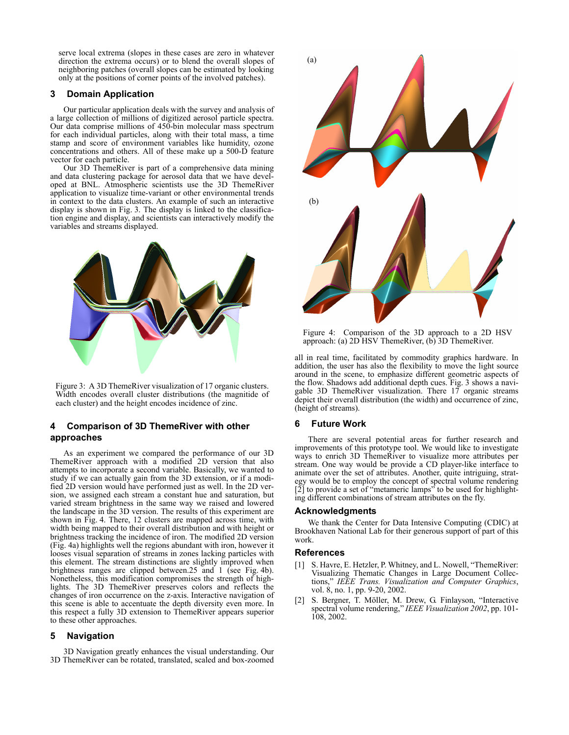serve local extrema (slopes in these cases are zero in whatever direction the extrema occurs) or to blend the overall slopes of neighboring patches (overall slopes can be estimated by looking only at the positions of corner points of the involved patches).

## 3 Domain Application

Our particular application deals with the survey and analysis of a large collection of millions of digitized aerosol particle spectra. Our data comprise millions of 450-bin molecular mass spectrum for each individual particles, along with their total mass, a time stamp and score of environment variables like humidity, ozone concentrations and others. All of these make up a 500-D feature vector for each particle.

Our 3D ThemeRiver is part of a comprehensive data mining and data clustering package for aerosol data that we have developed at BNL. Atmospheric scientists use the 3D ThemeRiver application to visualize time-variant or other environmental trends in context to the data clusters. An example of such an interactive display is shown in Fig. 3. The display is linked to the classification engine and display, and scientists can interactively modify the variables and streams displayed.

Figure 3: A 3D ThemeRiver visualization of 17 organic clusters. Width encodes overall cluster distributions (the magnitide of each cluster) and the height encodes incidence of zinc.

## 4 Comparison of 3D ThemeRiver with other approaches

As an experiment we compared the performance of our 3D ThemeRiver approach with a modified 2D version that also attempts to incorporate a second variable. Basically, we wanted to study if we can actually gain from the 3D extension, or if a modified 2D version would have performed just as well. In the 2D version, we assigned each stream a constant hue and saturation, but varied stream brightness in the same way we raised and lowered the landscape in the 3D version. The results of this experiment are shown in Fig. 4. There, 12 clusters are mapped across time, with width being mapped to their overall distribution and with height or brightness tracking the incidence of iron. The modified 2D version (Fig. 4a) highlights well the regions abundant with iron, however it looses visual separation of streams in zones lacking particles with this element. The stream distinctions are slightly improved when brightness ranges are clipped between.25 and 1 (see Fig. 4b). Nonetheless, this modification compromises the strength of highlights. The 3D ThemeRiver preserves colors and reflects the changes of iron occurrence on the z-axis. Interactive navigation of this scene is able to accentuate the depth diversity even more. In this respect a fully 3D extension to ThemeRiver appears superior to these other approaches.

## 5 Navigation

3D Navigation greatly enhances the visual understanding. Our 3D ThemeRiver can be rotated, translated, scaled and box-zoomed all in real time, facilitated by commodity graphics hardware. In addition, the user has also the flexibility to move the light source around in the scene, to emphasize different geometric aspects of the flow. Shadows add additional depth cues. Fig. 3 shows a navigable 3D ThemeRiver visualization. There 17 organic streams depict their overall distribution (the width) and occurrence of zinc, (height of streams).

(a)

(b)

Figure 4: Comparison of the 3D approach to a 2D HSV approach: (a) 2D HSV ThemeRiver, (b) 3D ThemeRiver.

## 6 Future Work

There are several potential areas for further research and improvements of this prototype tool. We would like to investigate ways to enrich 3D ThemeRiver to visualize more attributes per stream. One way would be provide a CD player-like interface to animate over the set of attributes. Another, quite intriguing, strategy would be to employ the concept of spectral volume rendering [2] to provide a set of "metameric lamps" to be used for highlighting different combinations of stream attributes on the fly.

## Acknowledgments

We thank the Center for Data Intensive Computing (CDIC) at Brookhaven National Lab for their generous support of part of this work.

## References

[1] S. Havre, E. Hetzler, P. Whitney, and L. Nowell, "ThemeRiver: Visualizing Thematic Changes in Large Document Collections," *IEEE Trans. Visualization and Computer Graphics*, vol. 8, no. 1, pp. 9-20, 2002.

[2] S. Bergner, T. Möller, M. Drew, G. Finlayson, "Interactive spectral volume rendering," *IEEE Visualization 2002*, pp. 101-108, 2002.